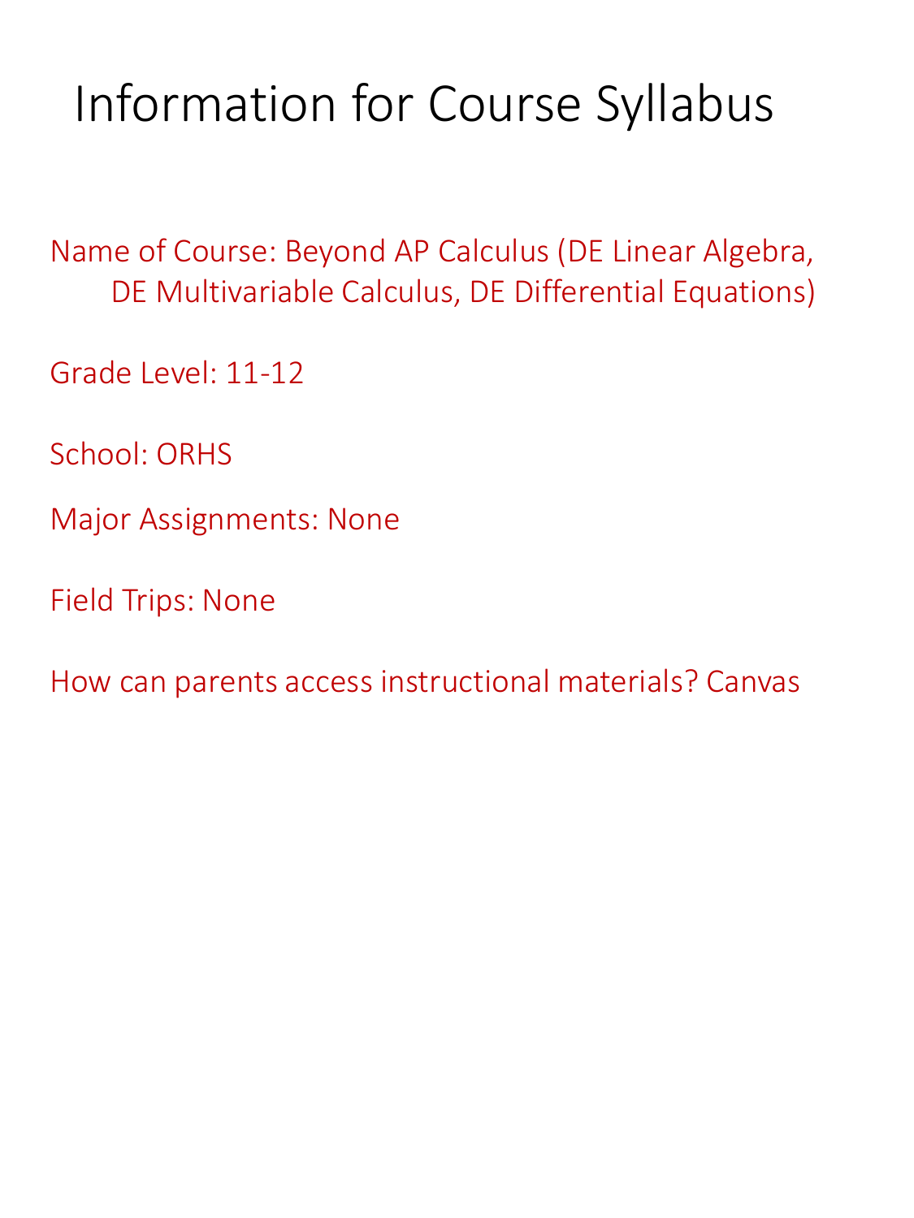# Information for Course Syllabus

Name of Course: Beyond AP Calculus (DE Linear Algebra, DE Multivariable Calculus, DE Differential Equations)

Grade Level: 11-12

School: ORHS

Major Assignments: None

Field Trips: None

How can parents access instructional materials? Canvas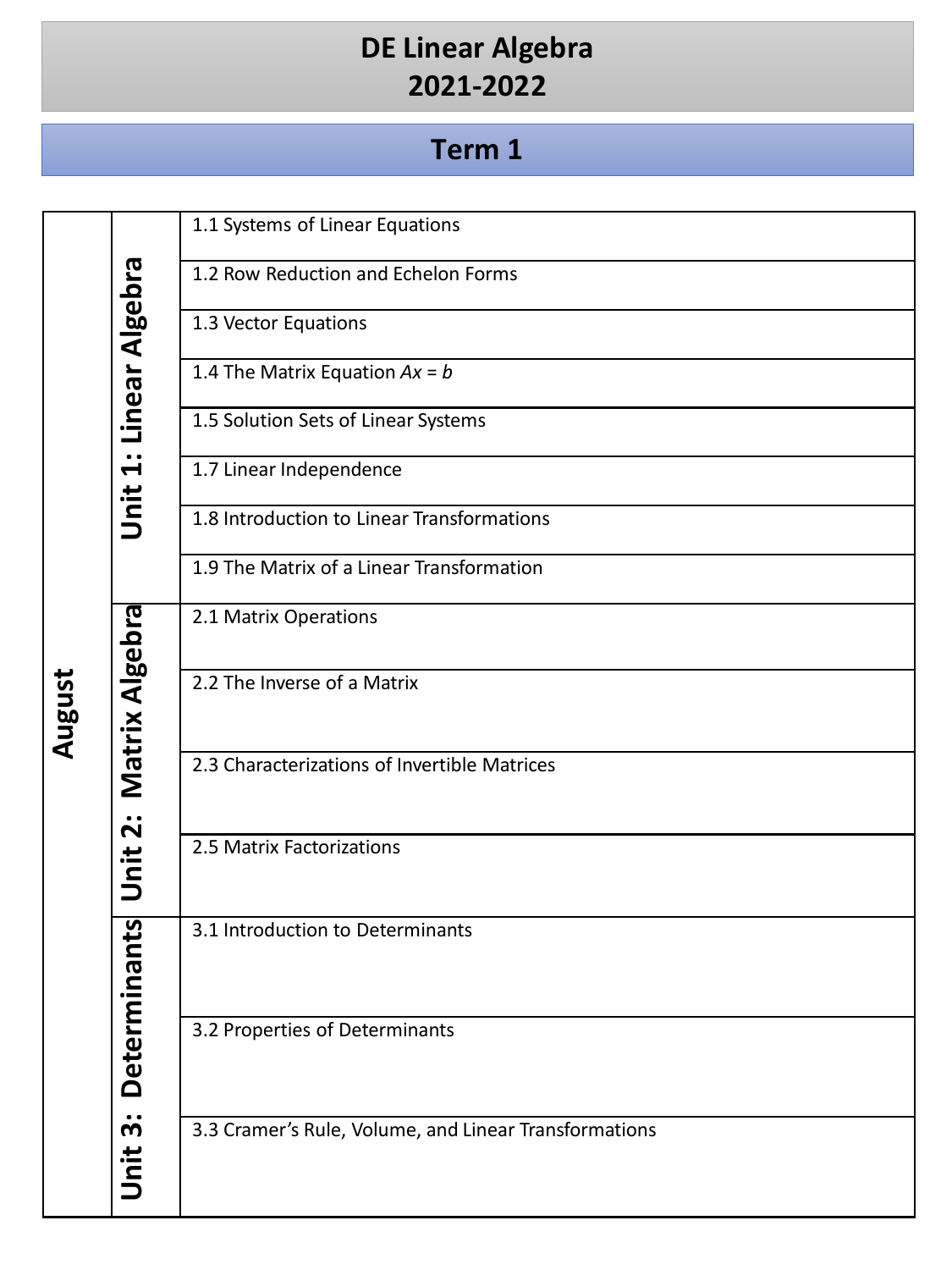# DE Linear Algebra
# 2021-2022

## Term 1

| Month | Unit | Section |
| --- | --- | --- |
| August | Unit 1: Linear Algebra | 1.1 Systems of Linear Equations |
| | | 1.2 Row Reduction and Echelon Forms |
| | | 1.3 Vector Equations |
| | | 1.4 The Matrix Equation *Ax* = *b* |
| | | 1.5 Solution Sets of Linear Systems |
| | | 1.7 Linear Independence |
| | | 1.8 Introduction to Linear Transformations |
| | | 1.9 The Matrix of a Linear Transformation |
| | Unit 2: Matrix Algebra | 2.1 Matrix Operations |
| | | 2.2 The Inverse of a Matrix |
| | | 2.3 Characterizations of Invertible Matrices |
| | | 2.5 Matrix Factorizations |
| | Unit 3: Determinants | 3.1 Introduction to Determinants |
| | | 3.2 Properties of Determinants |
| | | 3.3 Cramer's Rule, Volume, and Linear Transformations |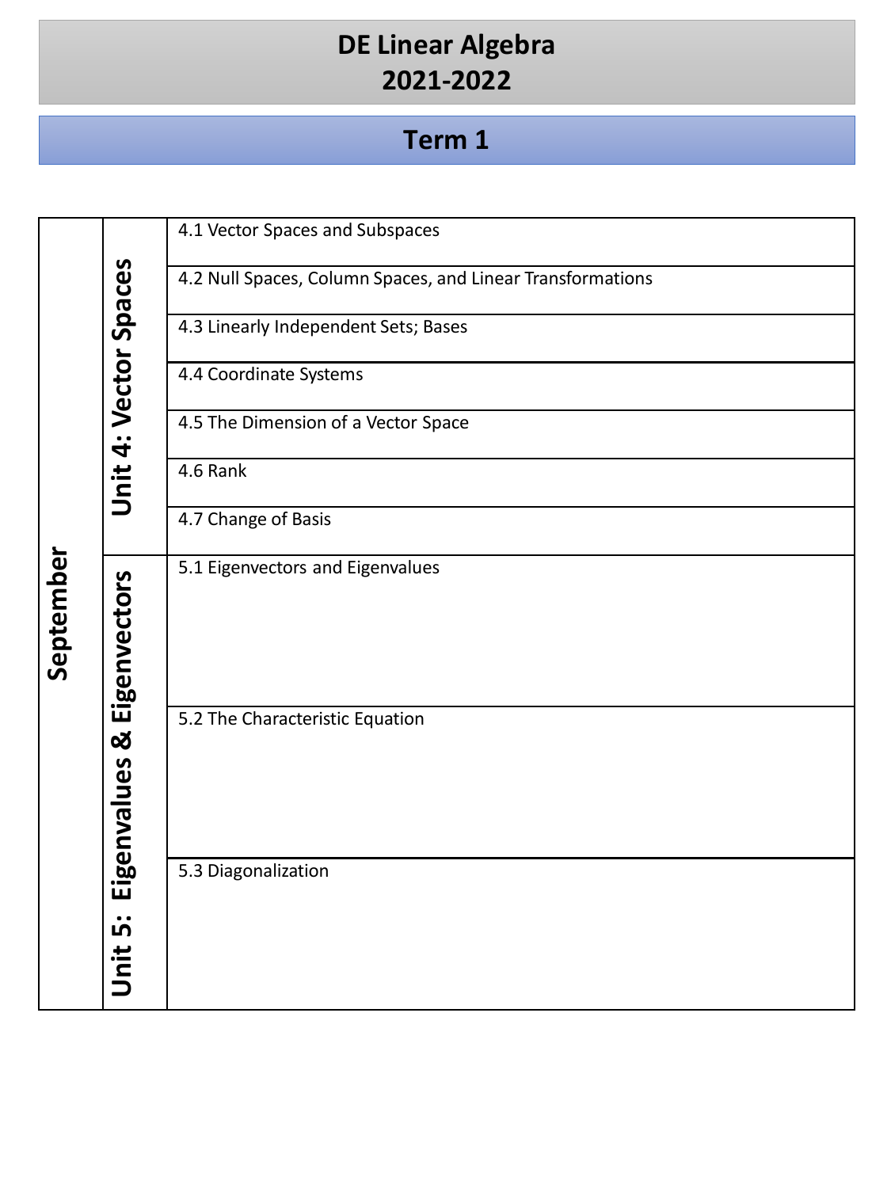# DE Linear Algebra
# 2021-2022

## Term 1

| Month | Unit | Section |
| --- | --- | --- |
| September | Unit 4: Vector Spaces | 4.1 Vector Spaces and Subspaces |
| | | 4.2 Null Spaces, Column Spaces, and Linear Transformations |
| | | 4.3 Linearly Independent Sets; Bases |
| | | 4.4 Coordinate Systems |
| | | 4.5 The Dimension of a Vector Space |
| | | 4.6 Rank |
| | | 4.7 Change of Basis |
| | Unit 5: Eigenvalues & Eigenvectors | 5.1 Eigenvectors and Eigenvalues |
| | | 5.2 The Characteristic Equation |
| | | 5.3 Diagonalization |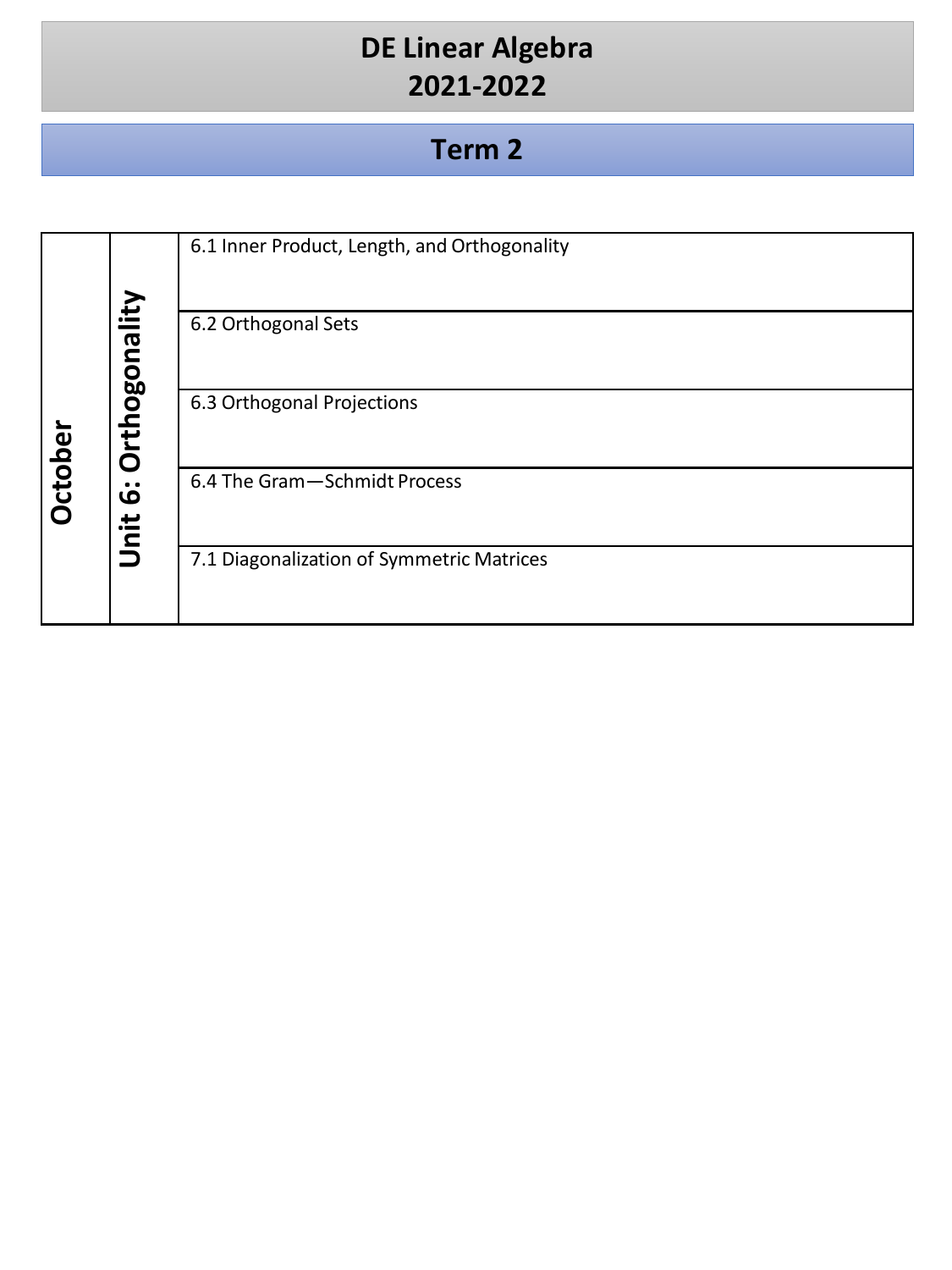# DE Linear Algebra
# 2021-2022

## Term 2

| Month | Unit | Topic |
|---|---|---|
| October | Unit 6: Orthogonality | 6.1 Inner Product, Length, and Orthogonality |
| | | 6.2 Orthogonal Sets |
| | | 6.3 Orthogonal Projections |
| | | 6.4 The Gram—Schmidt Process |
| | | 7.1 Diagonalization of Symmetric Matrices |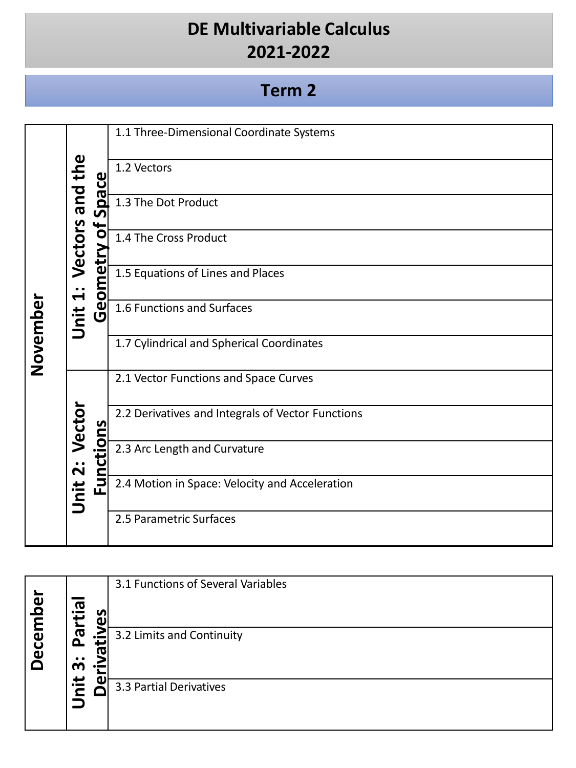# DE Multivariable Calculus
# 2021-2022

## Term 2

| Month | Unit | Topic |
| --- | --- | --- |
| November | Unit 1: Vectors and the Geometry of Space | 1.1 Three-Dimensional Coordinate Systems |
| | | 1.2 Vectors |
| | | 1.3 The Dot Product |
| | | 1.4 The Cross Product |
| | | 1.5 Equations of Lines and Places |
| | | 1.6 Functions and Surfaces |
| | | 1.7 Cylindrical and Spherical Coordinates |
| | Unit 2: Vector Functions | 2.1 Vector Functions and Space Curves |
| | | 2.2 Derivatives and Integrals of Vector Functions |
| | | 2.3 Arc Length and Curvature |
| | | 2.4 Motion in Space: Velocity and Acceleration |
| | | 2.5 Parametric Surfaces |

| Month | Unit | Topic |
| --- | --- | --- |
| December | Unit 3: Partial Derivatives | 3.1 Functions of Several Variables |
| | | 3.2 Limits and Continuity |
| | | 3.3 Partial Derivatives |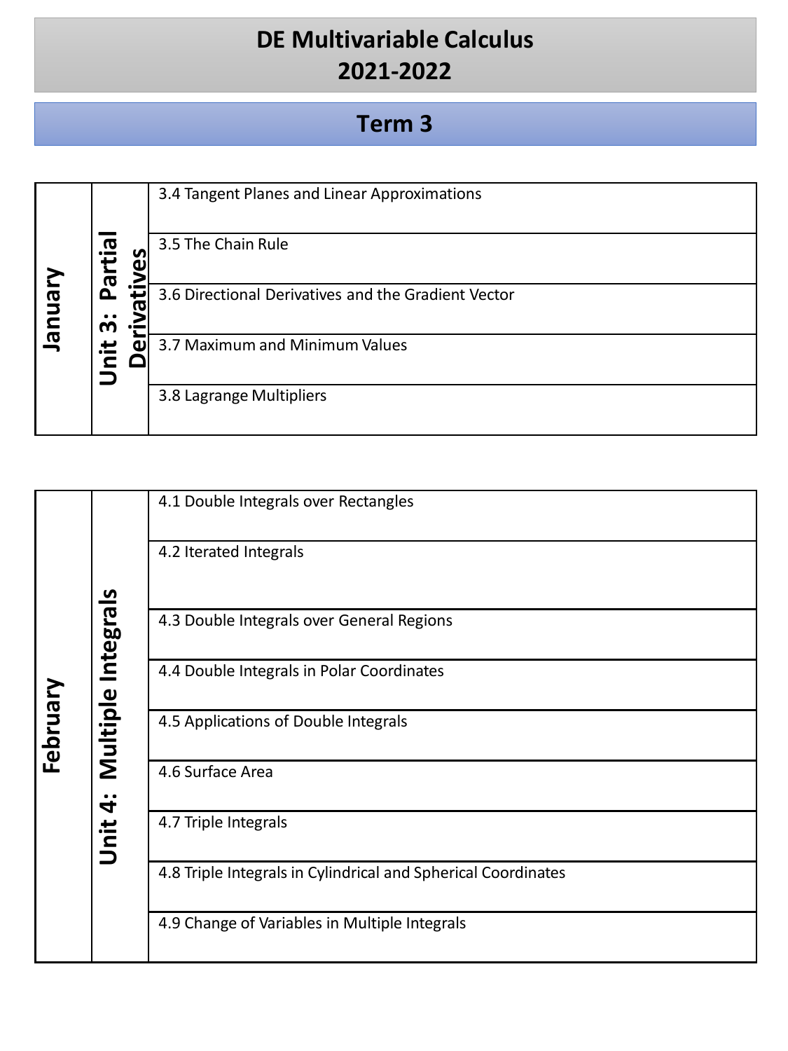# DE Multivariable Calculus
# 2021-2022

## Term 3

| Month | Unit | Topic |
| --- | --- | --- |
| January | Unit 3: Partial Derivatives | 3.4 Tangent Planes and Linear Approximations |
| | | 3.5 The Chain Rule |
| | | 3.6 Directional Derivatives and the Gradient Vector |
| | | 3.7 Maximum and Minimum Values |
| | | 3.8 Lagrange Multipliers |

| Month | Unit | Topic |
| --- | --- | --- |
| February | Unit 4: Multiple Integrals | 4.1 Double Integrals over Rectangles |
| | | 4.2 Iterated Integrals |
| | | 4.3 Double Integrals over General Regions |
| | | 4.4 Double Integrals in Polar Coordinates |
| | | 4.5 Applications of Double Integrals |
| | | 4.6 Surface Area |
| | | 4.7 Triple Integrals |
| | | 4.8 Triple Integrals in Cylindrical and Spherical Coordinates |
| | | 4.9 Change of Variables in Multiple Integrals |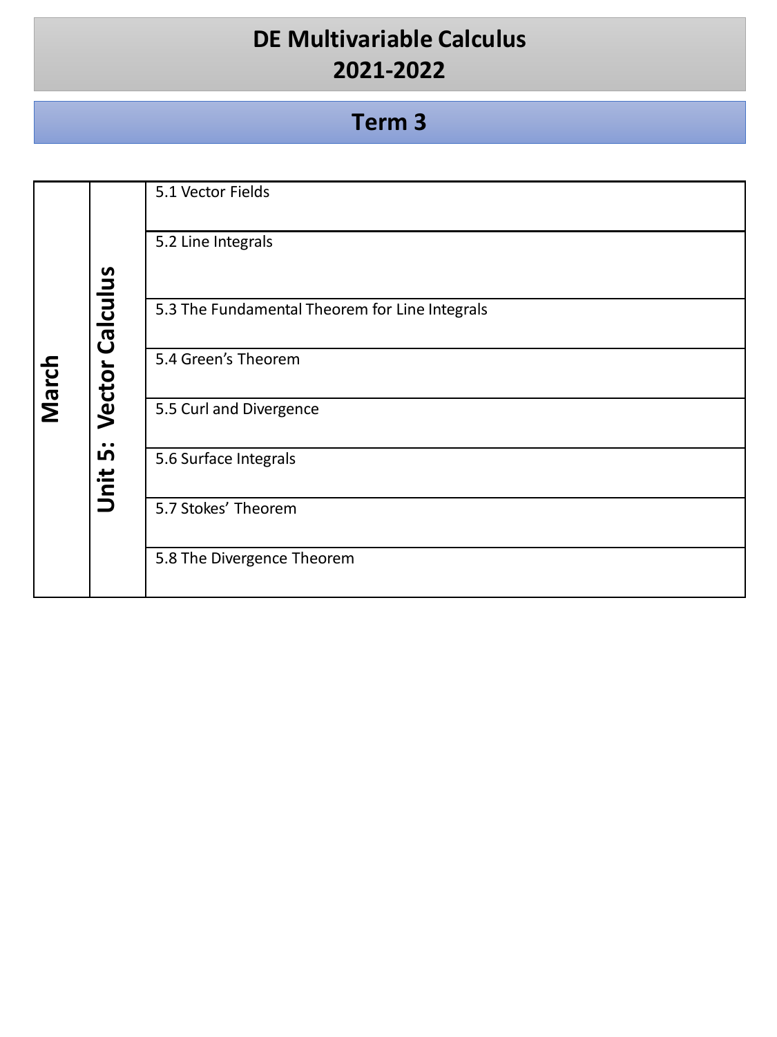# DE Multivariable Calculus
# 2021-2022

## Term 3

| Month | Unit | Topic |
|---|---|---|
| March | Unit 5: Vector Calculus | 5.1 Vector Fields |
| | | 5.2 Line Integrals |
| | | 5.3 The Fundamental Theorem for Line Integrals |
| | | 5.4 Green's Theorem |
| | | 5.5 Curl and Divergence |
| | | 5.6 Surface Integrals |
| | | 5.7 Stokes' Theorem |
| | | 5.8 The Divergence Theorem |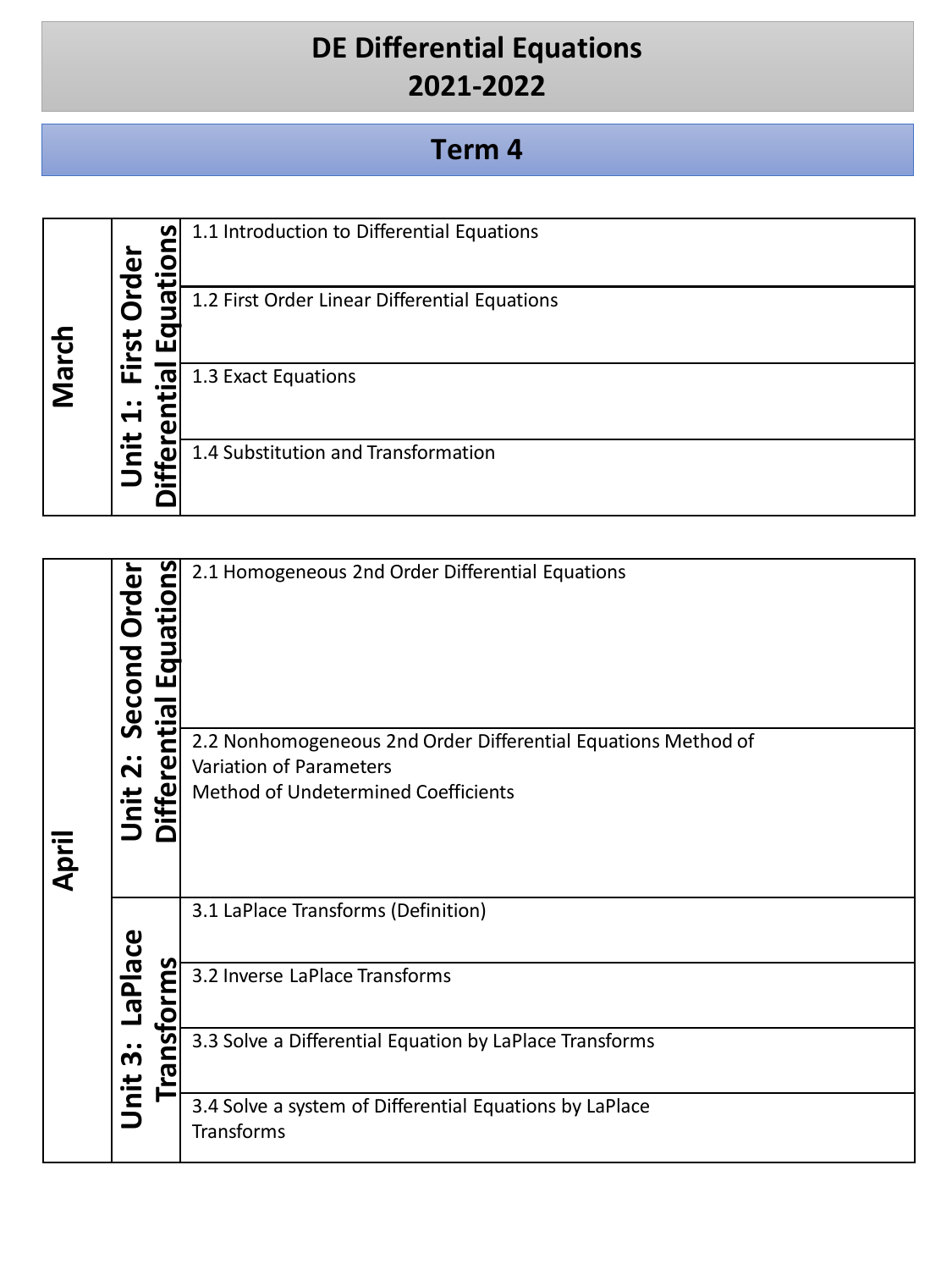# DE Differential Equations
# 2021-2022

## Term 4

| Month | Unit | Topic |
| --- | --- | --- |
| March | Unit 1: First Order Differential Equations | 1.1 Introduction to Differential Equations |
| | | 1.2 First Order Linear Differential Equations |
| | | 1.3 Exact Equations |
| | | 1.4 Substitution and Transformation |

| Month | Unit | Topic |
| --- | --- | --- |
| April | Unit 2: Second Order Differential Equations | 2.1 Homogeneous 2nd Order Differential Equations |
| | | 2.2 Nonhomogeneous 2nd Order Differential Equations Method of Variation of Parameters<br>Method of Undetermined Coefficients |
| | Unit 3: LaPlace Transforms | 3.1 LaPlace Transforms (Definition) |
| | | 3.2 Inverse LaPlace Transforms |
| | | 3.3 Solve a Differential Equation by LaPlace Transforms |
| | | 3.4 Solve a system of Differential Equations by LaPlace Transforms |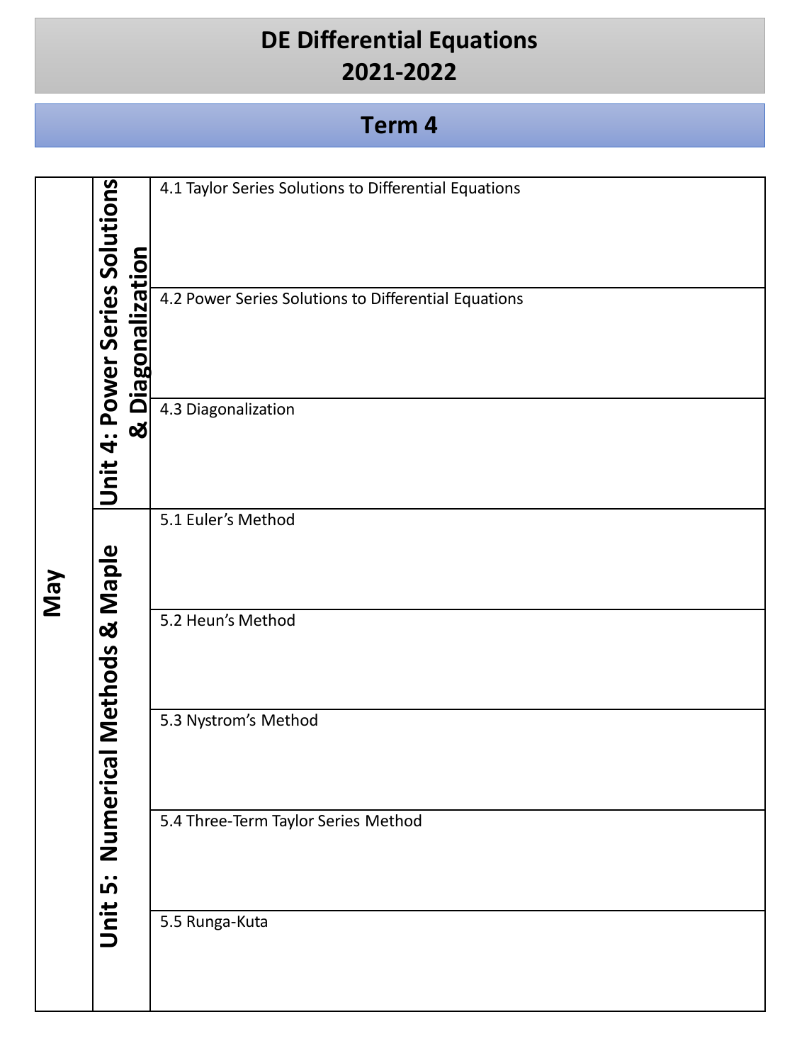# DE Differential Equations
# 2021-2022

## Term 4

| | | |
|---|---|---|
| May | Unit 4: Power Series Solutions & Diagonalization | 4.1 Taylor Series Solutions to Differential Equations |
| | | 4.2 Power Series Solutions to Differential Equations |
| | | 4.3 Diagonalization |
| | Unit 5: Numerical Methods & Maple | 5.1 Euler's Method |
| | | 5.2 Heun's Method |
| | | 5.3 Nystrom's Method |
| | | 5.4 Three-Term Taylor Series Method |
| | | 5.5 Runga-Kuta |